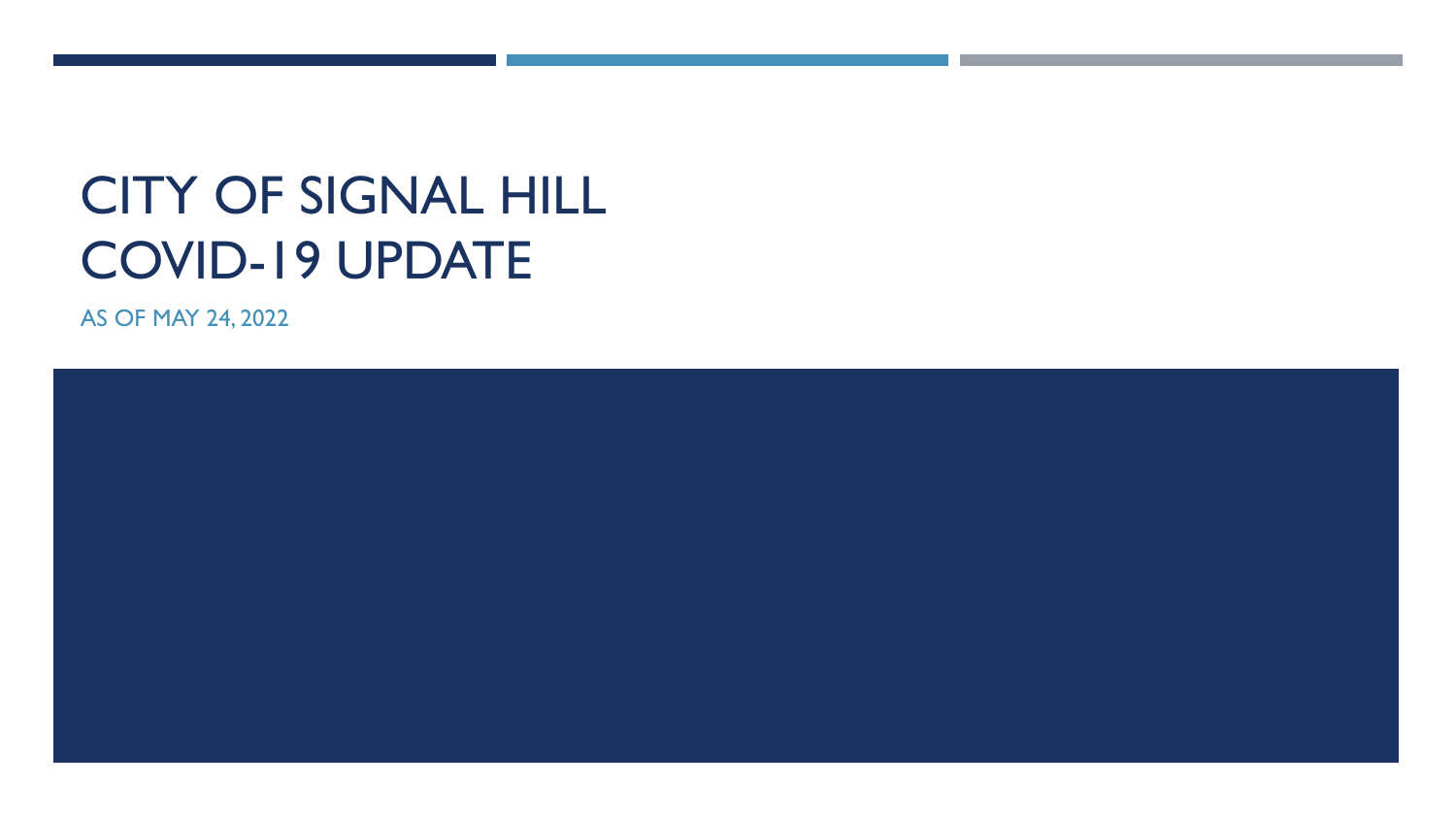# CITY OF SIGNAL HILL COVID-19 UPDATE

AS OF MAY 24, 2022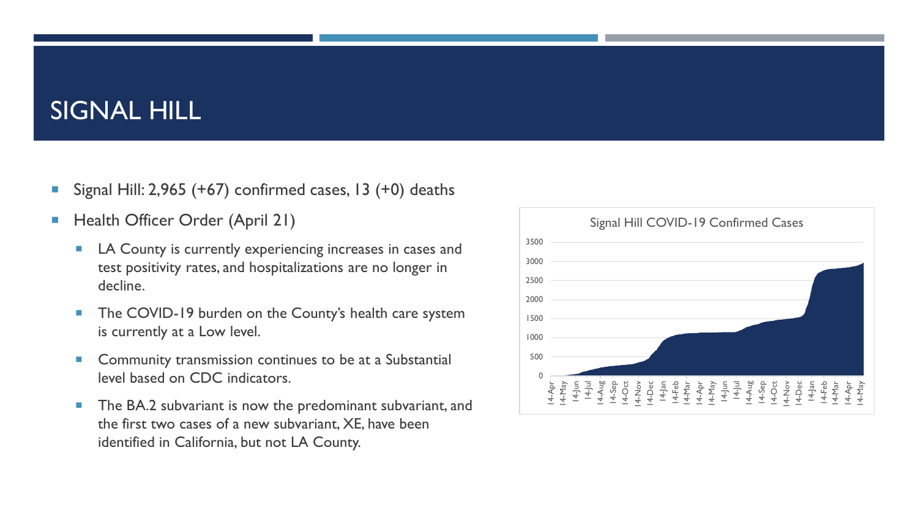# SIGNAL HILL

- Signal Hill: 2,965 (+67) confirmed cases, 13 (+0) deaths
- Health Officer Order (April 21)
  - LA County is currently experiencing increases in cases and test positivity rates, and hospitalizations are no longer in decline.
  - The COVID-19 burden on the County's health care system is currently at a Low level.
  - Community transmission continues to be at a Substantial level based on CDC indicators.
  - The BA.2 subvariant is now the predominant subvariant, and the first two cases of a new subvariant, XE, have been identified in California, but not LA County.

Signal Hill COVID-19 Confirmed Cases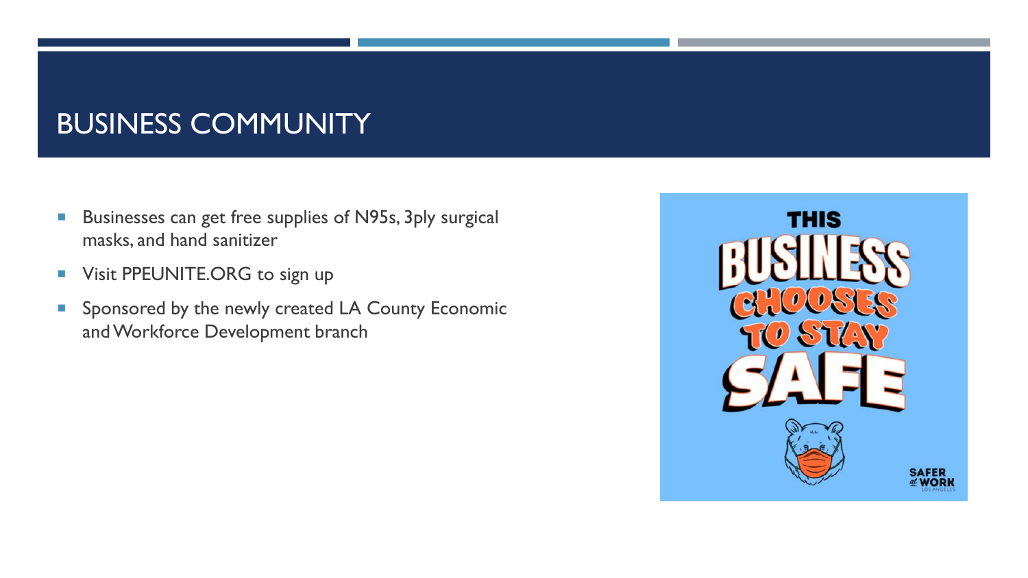# BUSINESS COMMUNITY

- Businesses can get free supplies of N95s, 3ply surgical masks, and hand sanitizer
- Visit PPEUNITE.ORG to sign up
- Sponsored by the newly created LA County Economic and Workforce Development branch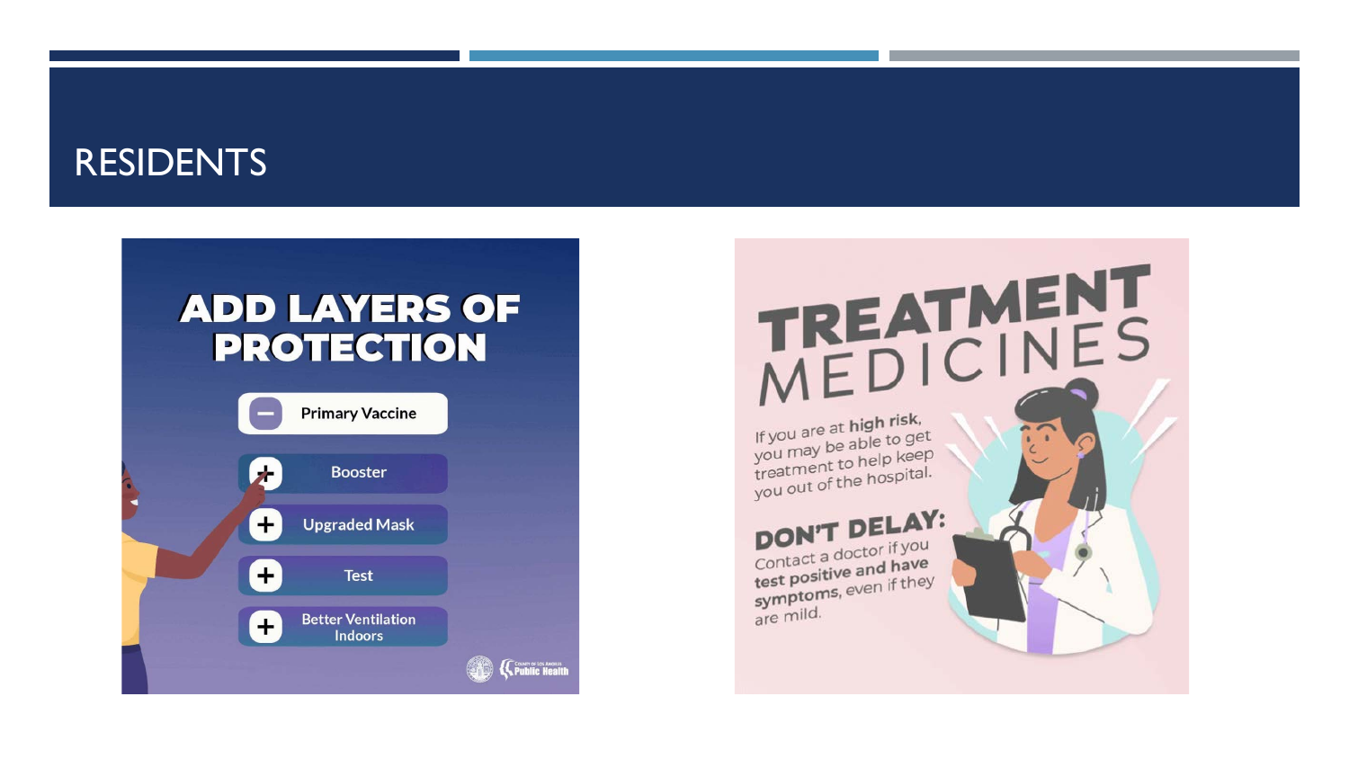# RESIDENTS

## ADD LAYERS OF PROTECTION

- Primary Vaccine
- Booster
- Upgraded Mask
- Test
- Better Ventilation Indoors

County of Los Angeles Public Health

## TREATMENT MEDICINES

If you are at **high risk**, you may be able to get treatment to help keep you out of the hospital.

**DON'T DELAY:** Contact a doctor if you **test positive and have symptoms**, even if they are mild.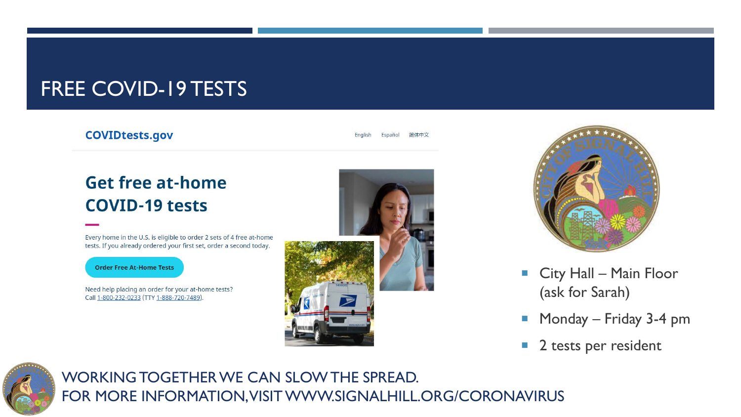# FREE COVID-19 TESTS

COVIDtests.gov

English Español 简体中文

## Get free at-home COVID-19 tests

Every home in the U.S. is eligible to order 2 sets of 4 free at-home tests. If you already ordered your first set, order a second today.

Order Free At-Home Tests

Need help placing an order for your at-home tests?
Call 1-800-232-0233 (TTY 1-888-720-7489).

- City Hall – Main Floor (ask for Sarah)
- Monday – Friday 3-4 pm
- 2 tests per resident

WORKING TOGETHER WE CAN SLOW THE SPREAD.
FOR MORE INFORMATION, VISIT WWW.SIGNALHILL.ORG/CORONAVIRUS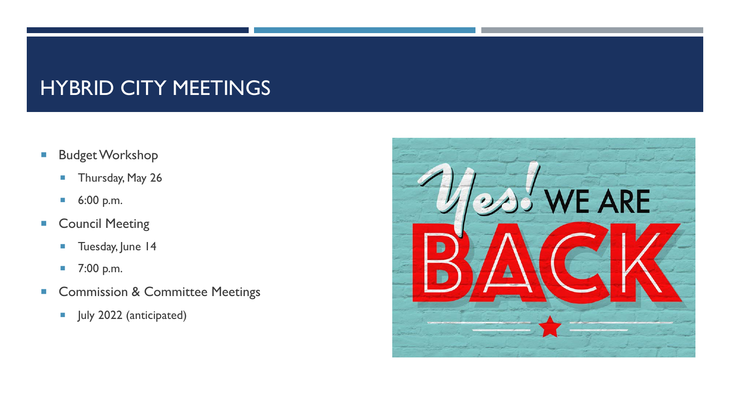# HYBRID CITY MEETINGS

- Budget Workshop
  - Thursday, May 26
  - 6:00 p.m.
- Council Meeting
  - Tuesday, June 14
  - 7:00 p.m.
- Commission & Committee Meetings
  - July 2022 (anticipated)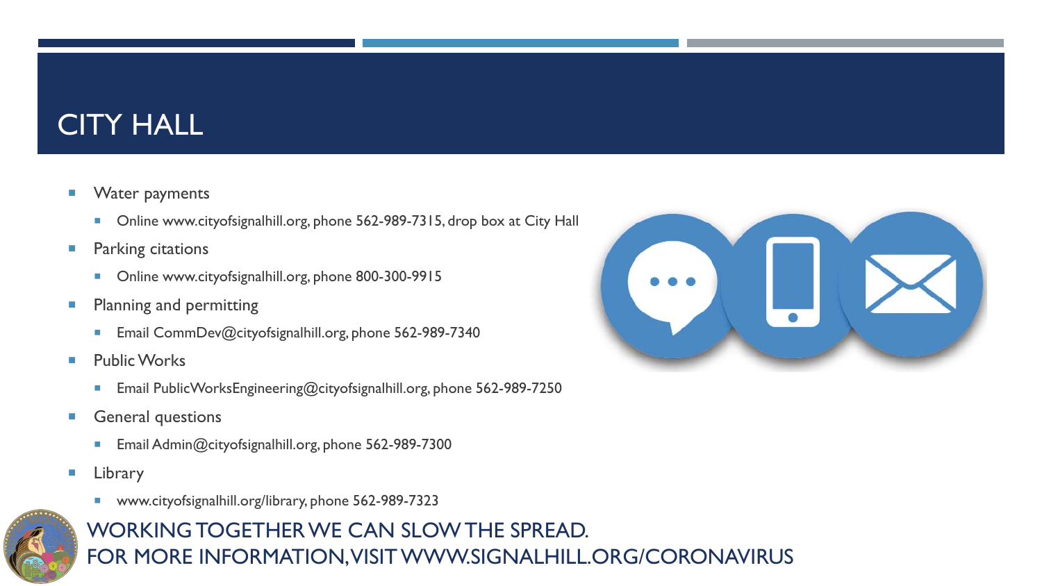# CITY HALL

- Water payments
  - Online www.cityofsignalhill.org, phone 562-989-7315, drop box at City Hall
- Parking citations
  - Online www.cityofsignalhill.org, phone 800-300-9915
- Planning and permitting
  - Email CommDev@cityofsignalhill.org, phone 562-989-7340
- Public Works
  - Email PublicWorksEngineering@cityofsignalhill.org, phone 562-989-7250
- General questions
  - Email Admin@cityofsignalhill.org, phone 562-989-7300
- Library
  - www.cityofsignalhill.org/library, phone 562-989-7323

WORKING TOGETHER WE CAN SLOW THE SPREAD.
FOR MORE INFORMATION, VISIT WWW.SIGNALHILL.ORG/CORONAVIRUS